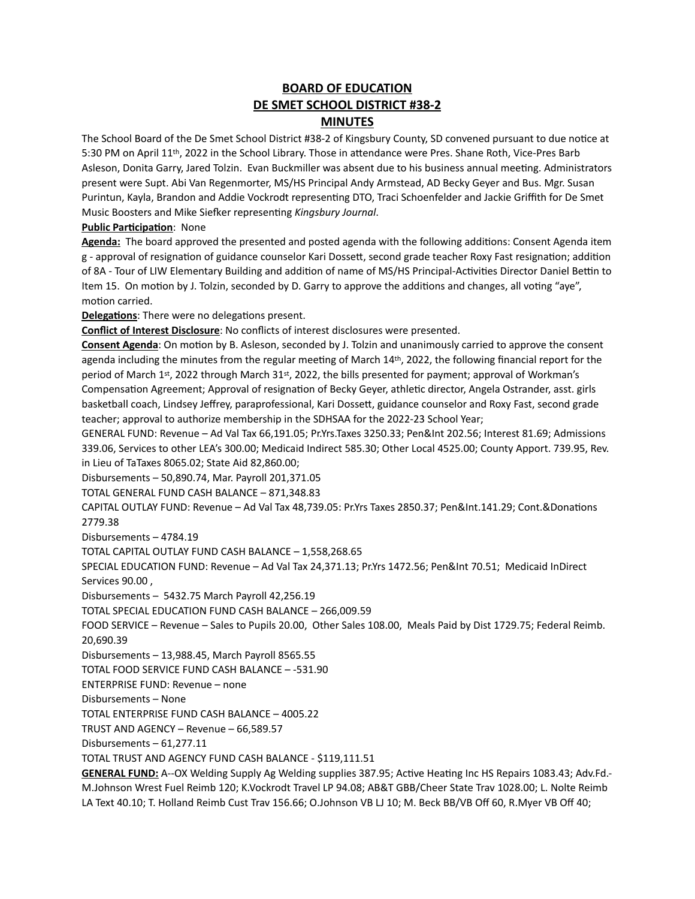# BOARD OF EDUCATION
# DE SMET SCHOOL DISTRICT #38-2
# MINUTES

The School Board of the De Smet School District #38-2 of Kingsbury County, SD convened pursuant to due notice at 5:30 PM on April 11th, 2022 in the School Library. Those in attendance were Pres. Shane Roth, Vice-Pres Barb Asleson, Donita Garry, Jared Tolzin. Evan Buckmiller was absent due to his business annual meeting. Administrators present were Supt. Abi Van Regenmorter, MS/HS Principal Andy Armstead, AD Becky Geyer and Bus. Mgr. Susan Purintun, Kayla, Brandon and Addie Vockrodt representing DTO, Traci Schoenfelder and Jackie Griffith for De Smet Music Boosters and Mike Siefker representing *Kingsbury Journal*.

**Public Participation**: None

**Agenda:** The board approved the presented and posted agenda with the following additions: Consent Agenda item g - approval of resignation of guidance counselor Kari Dossett, second grade teacher Roxy Fast resignation; addition of 8A - Tour of LIW Elementary Building and addition of name of MS/HS Principal-Activities Director Daniel Bettin to Item 15. On motion by J. Tolzin, seconded by D. Garry to approve the additions and changes, all voting "aye", motion carried.

**Delegations**: There were no delegations present.

**Conflict of Interest Disclosure**: No conflicts of interest disclosures were presented.

**Consent Agenda**: On motion by B. Asleson, seconded by J. Tolzin and unanimously carried to approve the consent agenda including the minutes from the regular meeting of March 14th, 2022, the following financial report for the period of March 1st, 2022 through March 31st, 2022, the bills presented for payment; approval of Workman's Compensation Agreement; Approval of resignation of Becky Geyer, athletic director, Angela Ostrander, asst. girls basketball coach, Lindsey Jeffrey, paraprofessional, Kari Dossett, guidance counselor and Roxy Fast, second grade teacher; approval to authorize membership in the SDHSAA for the 2022-23 School Year;

GENERAL FUND: Revenue – Ad Val Tax 66,191.05; Pr.Yrs.Taxes 3250.33; Pen&Int 202.56; Interest 81.69; Admissions 339.06, Services to other LEA's 300.00; Medicaid Indirect 585.30; Other Local 4525.00; County Apport. 739.95, Rev. in Lieu of TaTaxes 8065.02; State Aid 82,860.00;

Disbursements – 50,890.74, Mar. Payroll 201,371.05

TOTAL GENERAL FUND CASH BALANCE – 871,348.83

CAPITAL OUTLAY FUND: Revenue – Ad Val Tax 48,739.05: Pr.Yrs Taxes 2850.37; Pen&Int.141.29; Cont.&Donations 2779.38

Disbursements – 4784.19

TOTAL CAPITAL OUTLAY FUND CASH BALANCE – 1,558,268.65

SPECIAL EDUCATION FUND: Revenue – Ad Val Tax 24,371.13; Pr.Yrs 1472.56; Pen&Int 70.51; Medicaid InDirect Services 90.00 ,

Disbursements – 5432.75 March Payroll 42,256.19

TOTAL SPECIAL EDUCATION FUND CASH BALANCE – 266,009.59

FOOD SERVICE – Revenue – Sales to Pupils 20.00, Other Sales 108.00, Meals Paid by Dist 1729.75; Federal Reimb. 20,690.39

Disbursements – 13,988.45, March Payroll 8565.55

TOTAL FOOD SERVICE FUND CASH BALANCE – -531.90

ENTERPRISE FUND: Revenue – none

Disbursements – None

TOTAL ENTERPRISE FUND CASH BALANCE – 4005.22

TRUST AND AGENCY – Revenue – 66,589.57

Disbursements – 61,277.11

TOTAL TRUST AND AGENCY FUND CASH BALANCE - $119,111.51

**GENERAL FUND:** A--OX Welding Supply Ag Welding supplies 387.95; Active Heating Inc HS Repairs 1083.43; Adv.Fd.-M.Johnson Wrest Fuel Reimb 120; K.Vockrodt Travel LP 94.08; AB&T GBB/Cheer State Trav 1028.00; L. Nolte Reimb LA Text 40.10; T. Holland Reimb Cust Trav 156.66; O.Johnson VB LJ 10; M. Beck BB/VB Off 60, R.Myer VB Off 40;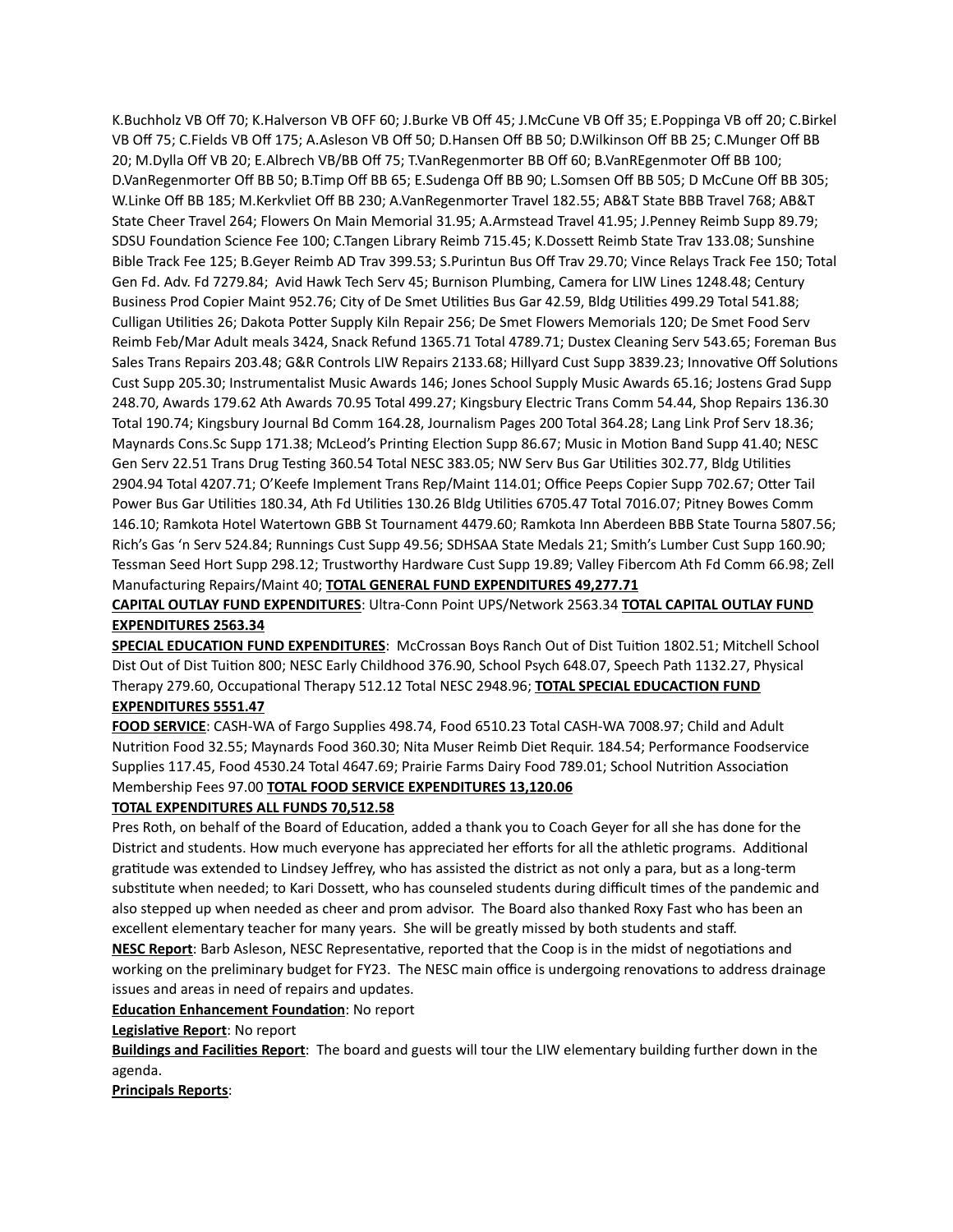K.Buchholz VB Off 70; K.Halverson VB OFF 60; J.Burke VB Off 45; J.McCune VB Off 35; E.Poppinga VB off 20; C.Birkel VB Off 75; C.Fields VB Off 175; A.Asleson VB Off 50; D.Hansen Off BB 50; D.Wilkinson Off BB 25; C.Munger Off BB 20; M.Dylla Off VB 20; E.Albrech VB/BB Off 75; T.VanRegenmorter BB Off 60; B.VanREgenmoter Off BB 100; D.VanRegenmorter Off BB 50; B.Timp Off BB 65; E.Sudenga Off BB 90; L.Somsen Off BB 505; D McCune Off BB 305; W.Linke Off BB 185; M.Kerkvliet Off BB 230; A.VanRegenmorter Travel 182.55; AB&T State BBB Travel 768; AB&T State Cheer Travel 264; Flowers On Main Memorial 31.95; A.Armstead Travel 41.95; J.Penney Reimb Supp 89.79; SDSU Foundation Science Fee 100; C.Tangen Library Reimb 715.45; K.Dossett Reimb State Trav 133.08; Sunshine Bible Track Fee 125; B.Geyer Reimb AD Trav 399.53; S.Purintun Bus Off Trav 29.70; Vince Relays Track Fee 150; Total Gen Fd. Adv. Fd 7279.84; Avid Hawk Tech Serv 45; Burnison Plumbing, Camera for LIW Lines 1248.48; Century Business Prod Copier Maint 952.76; City of De Smet Utilities Bus Gar 42.59, Bldg Utilities 499.29 Total 541.88; Culligan Utilities 26; Dakota Potter Supply Kiln Repair 256; De Smet Flowers Memorials 120; De Smet Food Serv Reimb Feb/Mar Adult meals 3424, Snack Refund 1365.71 Total 4789.71; Dustex Cleaning Serv 543.65; Foreman Bus Sales Trans Repairs 203.48; G&R Controls LIW Repairs 2133.68; Hillyard Cust Supp 3839.23; Innovative Off Solutions Cust Supp 205.30; Instrumentalist Music Awards 146; Jones School Supply Music Awards 65.16; Jostens Grad Supp 248.70, Awards 179.62 Ath Awards 70.95 Total 499.27; Kingsbury Electric Trans Comm 54.44, Shop Repairs 136.30 Total 190.74; Kingsbury Journal Bd Comm 164.28, Journalism Pages 200 Total 364.28; Lang Link Prof Serv 18.36; Maynards Cons.Sc Supp 171.38; McLeod's Printing Election Supp 86.67; Music in Motion Band Supp 41.40; NESC Gen Serv 22.51 Trans Drug Testing 360.54 Total NESC 383.05; NW Serv Bus Gar Utilities 302.77, Bldg Utilities 2904.94 Total 4207.71; O'Keefe Implement Trans Rep/Maint 114.01; Office Peeps Copier Supp 702.67; Otter Tail Power Bus Gar Utilities 180.34, Ath Fd Utilities 130.26 Bldg Utilities 6705.47 Total 7016.07; Pitney Bowes Comm 146.10; Ramkota Hotel Watertown GBB St Tournament 4479.60; Ramkota Inn Aberdeen BBB State Tourna 5807.56; Rich's Gas 'n Serv 524.84; Runnings Cust Supp 49.56; SDHSAA State Medals 21; Smith's Lumber Cust Supp 160.90; Tessman Seed Hort Supp 298.12; Trustworthy Hardware Cust Supp 19.89; Valley Fibercom Ath Fd Comm 66.98; Zell Manufacturing Repairs/Maint 40; **TOTAL GENERAL FUND EXPENDITURES 49,277.71**

**CAPITAL OUTLAY FUND EXPENDITURES**: Ultra-Conn Point UPS/Network 2563.34 **TOTAL CAPITAL OUTLAY FUND EXPENDITURES 2563.34**

**SPECIAL EDUCATION FUND EXPENDITURES**: McCrossan Boys Ranch Out of Dist Tuition 1802.51; Mitchell School Dist Out of Dist Tuition 800; NESC Early Childhood 376.90, School Psych 648.07, Speech Path 1132.27, Physical Therapy 279.60, Occupational Therapy 512.12 Total NESC 2948.96; **TOTAL SPECIAL EDUCACTION FUND EXPENDITURES 5551.47**

**FOOD SERVICE**: CASH-WA of Fargo Supplies 498.74, Food 6510.23 Total CASH-WA 7008.97; Child and Adult Nutrition Food 32.55; Maynards Food 360.30; Nita Muser Reimb Diet Requir. 184.54; Performance Foodservice Supplies 117.45, Food 4530.24 Total 4647.69; Prairie Farms Dairy Food 789.01; School Nutrition Association Membership Fees 97.00 **TOTAL FOOD SERVICE EXPENDITURES 13,120.06**

**TOTAL EXPENDITURES ALL FUNDS 70,512.58**

Pres Roth, on behalf of the Board of Education, added a thank you to Coach Geyer for all she has done for the District and students. How much everyone has appreciated her efforts for all the athletic programs. Additional gratitude was extended to Lindsey Jeffrey, who has assisted the district as not only a para, but as a long-term substitute when needed; to Kari Dossett, who has counseled students during difficult times of the pandemic and also stepped up when needed as cheer and prom advisor. The Board also thanked Roxy Fast who has been an excellent elementary teacher for many years. She will be greatly missed by both students and staff.

**NESC Report**: Barb Asleson, NESC Representative, reported that the Coop is in the midst of negotiations and working on the preliminary budget for FY23. The NESC main office is undergoing renovations to address drainage issues and areas in need of repairs and updates.

**Education Enhancement Foundation**: No report

**Legislative Report**: No report

**Buildings and Facilities Report**: The board and guests will tour the LIW elementary building further down in the agenda.

**Principals Reports**: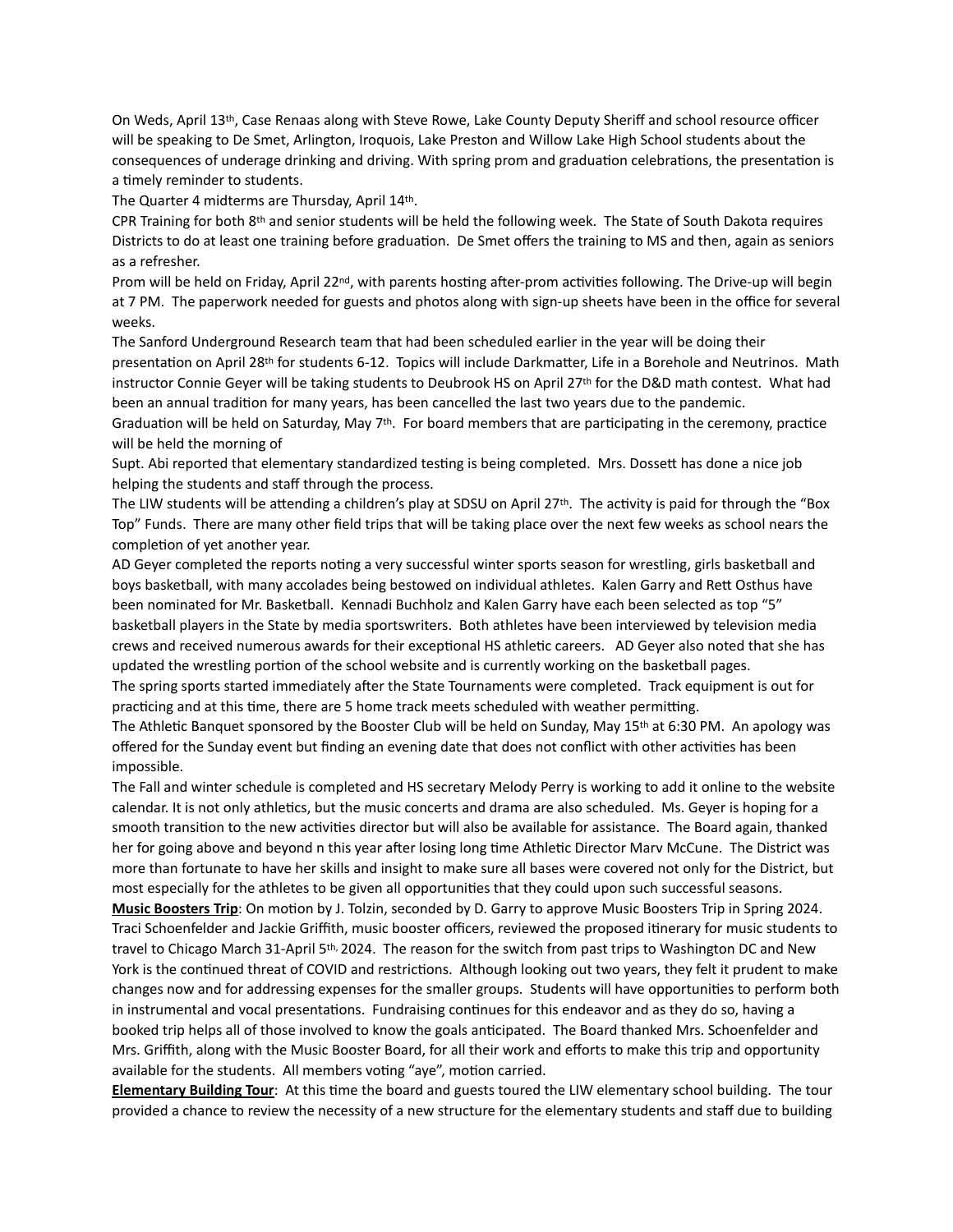On Weds, April 13th, Case Renaas along with Steve Rowe, Lake County Deputy Sheriff and school resource officer will be speaking to De Smet, Arlington, Iroquois, Lake Preston and Willow Lake High School students about the consequences of underage drinking and driving. With spring prom and graduation celebrations, the presentation is a timely reminder to students.

The Quarter 4 midterms are Thursday, April 14th.

CPR Training for both 8th and senior students will be held the following week. The State of South Dakota requires Districts to do at least one training before graduation. De Smet offers the training to MS and then, again as seniors as a refresher.

Prom will be held on Friday, April 22nd, with parents hosting after-prom activities following. The Drive-up will begin at 7 PM. The paperwork needed for guests and photos along with sign-up sheets have been in the office for several weeks.

The Sanford Underground Research team that had been scheduled earlier in the year will be doing their presentation on April 28th for students 6-12. Topics will include Darkmatter, Life in a Borehole and Neutrinos. Math instructor Connie Geyer will be taking students to Deubrook HS on April 27th for the D&D math contest. What had been an annual tradition for many years, has been cancelled the last two years due to the pandemic.

Graduation will be held on Saturday, May 7th. For board members that are participating in the ceremony, practice will be held the morning of

Supt. Abi reported that elementary standardized testing is being completed. Mrs. Dossett has done a nice job helping the students and staff through the process.

The LIW students will be attending a children's play at SDSU on April 27th. The activity is paid for through the "Box Top" Funds. There are many other field trips that will be taking place over the next few weeks as school nears the completion of yet another year.

AD Geyer completed the reports noting a very successful winter sports season for wrestling, girls basketball and boys basketball, with many accolades being bestowed on individual athletes. Kalen Garry and Rett Osthus have been nominated for Mr. Basketball. Kennadi Buchholz and Kalen Garry have each been selected as top "5" basketball players in the State by media sportswriters. Both athletes have been interviewed by television media crews and received numerous awards for their exceptional HS athletic careers. AD Geyer also noted that she has updated the wrestling portion of the school website and is currently working on the basketball pages.

The spring sports started immediately after the State Tournaments were completed. Track equipment is out for practicing and at this time, there are 5 home track meets scheduled with weather permitting.

The Athletic Banquet sponsored by the Booster Club will be held on Sunday, May 15th at 6:30 PM. An apology was offered for the Sunday event but finding an evening date that does not conflict with other activities has been impossible.

The Fall and winter schedule is completed and HS secretary Melody Perry is working to add it online to the website calendar. It is not only athletics, but the music concerts and drama are also scheduled. Ms. Geyer is hoping for a smooth transition to the new activities director but will also be available for assistance. The Board again, thanked her for going above and beyond n this year after losing long time Athletic Director Marv McCune. The District was more than fortunate to have her skills and insight to make sure all bases were covered not only for the District, but most especially for the athletes to be given all opportunities that they could upon such successful seasons.

**Music Boosters Trip**: On motion by J. Tolzin, seconded by D. Garry to approve Music Boosters Trip in Spring 2024. Traci Schoenfelder and Jackie Griffith, music booster officers, reviewed the proposed itinerary for music students to travel to Chicago March 31-April 5th, 2024. The reason for the switch from past trips to Washington DC and New York is the continued threat of COVID and restrictions. Although looking out two years, they felt it prudent to make changes now and for addressing expenses for the smaller groups. Students will have opportunities to perform both in instrumental and vocal presentations. Fundraising continues for this endeavor and as they do so, having a booked trip helps all of those involved to know the goals anticipated. The Board thanked Mrs. Schoenfelder and Mrs. Griffith, along with the Music Booster Board, for all their work and efforts to make this trip and opportunity available for the students. All members voting "aye", motion carried.

**Elementary Building Tour**: At this time the board and guests toured the LIW elementary school building. The tour provided a chance to review the necessity of a new structure for the elementary students and staff due to building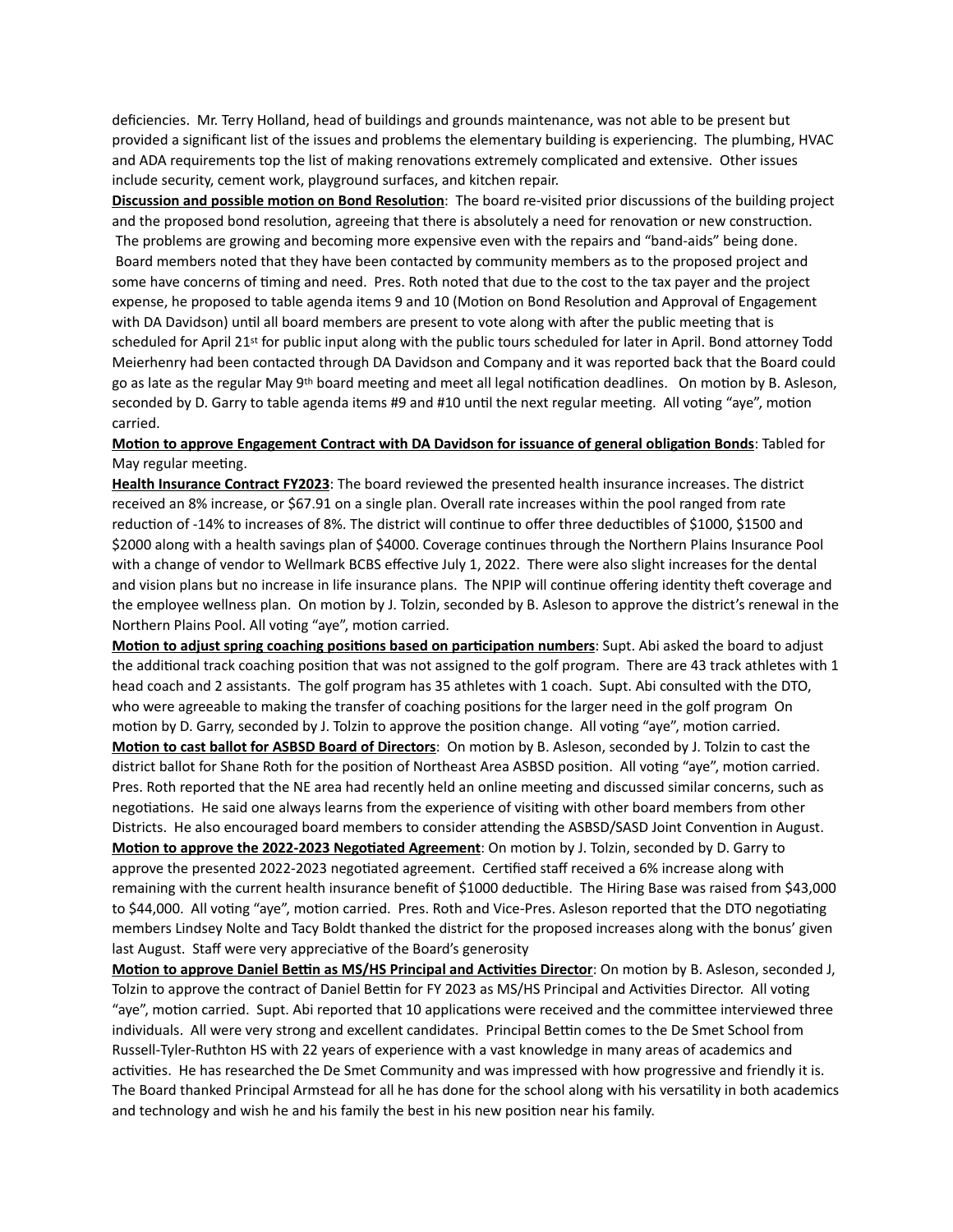deficiencies. Mr. Terry Holland, head of buildings and grounds maintenance, was not able to be present but provided a significant list of the issues and problems the elementary building is experiencing. The plumbing, HVAC and ADA requirements top the list of making renovations extremely complicated and extensive. Other issues include security, cement work, playground surfaces, and kitchen repair.

**Discussion and possible motion on Bond Resolution**: The board re-visited prior discussions of the building project and the proposed bond resolution, agreeing that there is absolutely a need for renovation or new construction. The problems are growing and becoming more expensive even with the repairs and "band-aids" being done. Board members noted that they have been contacted by community members as to the proposed project and some have concerns of timing and need. Pres. Roth noted that due to the cost to the tax payer and the project expense, he proposed to table agenda items 9 and 10 (Motion on Bond Resolution and Approval of Engagement with DA Davidson) until all board members are present to vote along with after the public meeting that is scheduled for April 21st for public input along with the public tours scheduled for later in April. Bond attorney Todd Meierhenry had been contacted through DA Davidson and Company and it was reported back that the Board could go as late as the regular May 9th board meeting and meet all legal notification deadlines. On motion by B. Asleson, seconded by D. Garry to table agenda items #9 and #10 until the next regular meeting. All voting "aye", motion carried.

**Motion to approve Engagement Contract with DA Davidson for issuance of general obligation Bonds**: Tabled for May regular meeting.

**Health Insurance Contract FY2023**: The board reviewed the presented health insurance increases. The district received an 8% increase, or $67.91 on a single plan. Overall rate increases within the pool ranged from rate reduction of -14% to increases of 8%. The district will continue to offer three deductibles of $1000, $1500 and $2000 along with a health savings plan of $4000. Coverage continues through the Northern Plains Insurance Pool with a change of vendor to Wellmark BCBS effective July 1, 2022. There were also slight increases for the dental and vision plans but no increase in life insurance plans. The NPIP will continue offering identity theft coverage and the employee wellness plan. On motion by J. Tolzin, seconded by B. Asleson to approve the district's renewal in the Northern Plains Pool. All voting "aye", motion carried.

**Motion to adjust spring coaching positions based on participation numbers**: Supt. Abi asked the board to adjust the additional track coaching position that was not assigned to the golf program. There are 43 track athletes with 1 head coach and 2 assistants. The golf program has 35 athletes with 1 coach. Supt. Abi consulted with the DTO, who were agreeable to making the transfer of coaching positions for the larger need in the golf program On motion by D. Garry, seconded by J. Tolzin to approve the position change. All voting "aye", motion carried.

**Motion to cast ballot for ASBSD Board of Directors**: On motion by B. Asleson, seconded by J. Tolzin to cast the district ballot for Shane Roth for the position of Northeast Area ASBSD position. All voting "aye", motion carried. Pres. Roth reported that the NE area had recently held an online meeting and discussed similar concerns, such as negotiations. He said one always learns from the experience of visiting with other board members from other Districts. He also encouraged board members to consider attending the ASBSD/SASD Joint Convention in August.

**Motion to approve the 2022-2023 Negotiated Agreement**: On motion by J. Tolzin, seconded by D. Garry to approve the presented 2022-2023 negotiated agreement. Certified staff received a 6% increase along with remaining with the current health insurance benefit of $1000 deductible. The Hiring Base was raised from $43,000 to $44,000. All voting "aye", motion carried. Pres. Roth and Vice-Pres. Asleson reported that the DTO negotiating members Lindsey Nolte and Tacy Boldt thanked the district for the proposed increases along with the bonus' given last August. Staff were very appreciative of the Board's generosity

**Motion to approve Daniel Bettin as MS/HS Principal and Activities Director**: On motion by B. Asleson, seconded J, Tolzin to approve the contract of Daniel Bettin for FY 2023 as MS/HS Principal and Activities Director. All voting "aye", motion carried. Supt. Abi reported that 10 applications were received and the committee interviewed three individuals. All were very strong and excellent candidates. Principal Bettin comes to the De Smet School from Russell-Tyler-Ruthton HS with 22 years of experience with a vast knowledge in many areas of academics and activities. He has researched the De Smet Community and was impressed with how progressive and friendly it is. The Board thanked Principal Armstead for all he has done for the school along with his versatility in both academics and technology and wish he and his family the best in his new position near his family.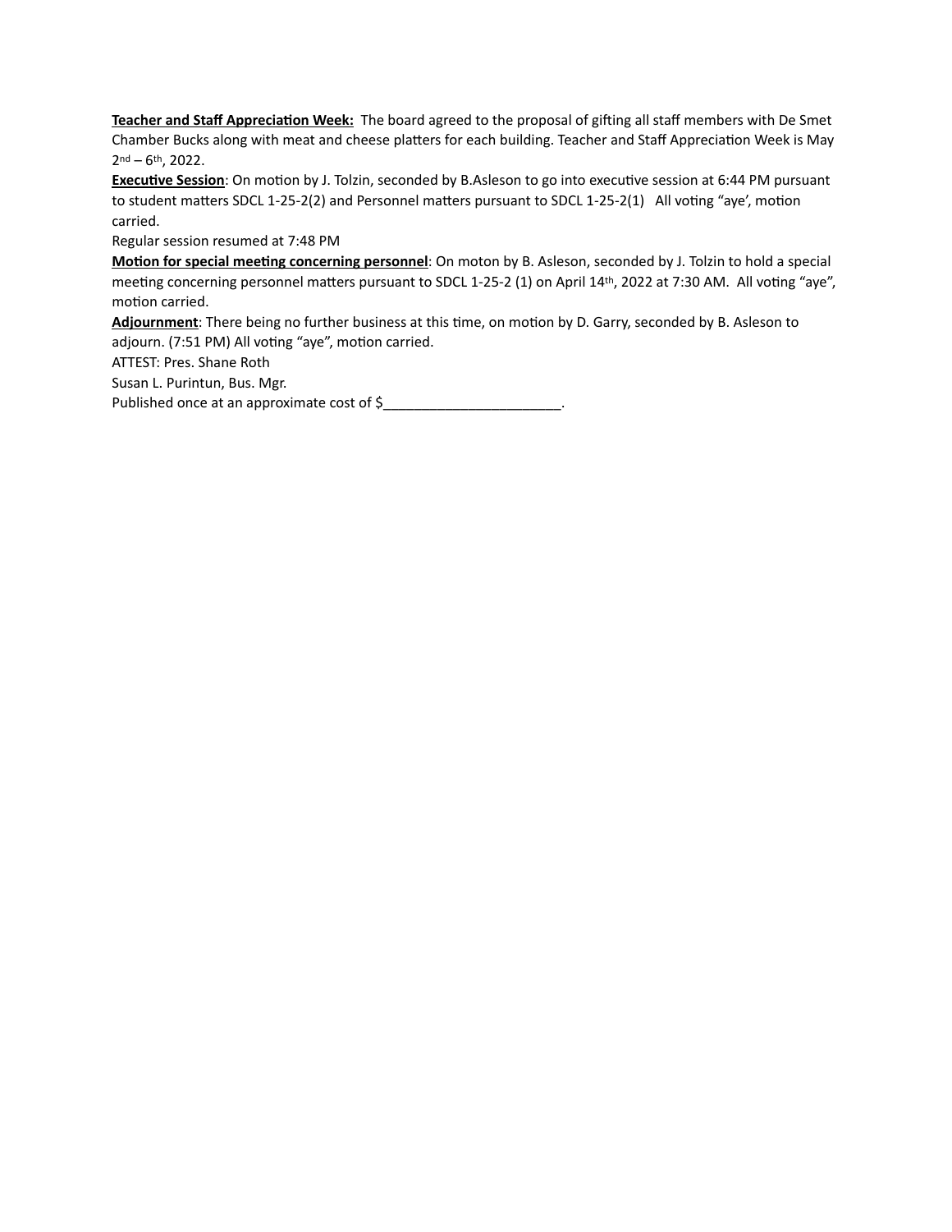**Teacher and Staff Appreciation Week:** The board agreed to the proposal of gifting all staff members with De Smet Chamber Bucks along with meat and cheese platters for each building. Teacher and Staff Appreciation Week is May 2nd – 6th, 2022.

**Executive Session**: On motion by J. Tolzin, seconded by B.Asleson to go into executive session at 6:44 PM pursuant to student matters SDCL 1-25-2(2) and Personnel matters pursuant to SDCL 1-25-2(1) All voting "aye', motion carried.

Regular session resumed at 7:48 PM

**Motion for special meeting concerning personnel**: On moton by B. Asleson, seconded by J. Tolzin to hold a special meeting concerning personnel matters pursuant to SDCL 1-25-2 (1) on April 14th, 2022 at 7:30 AM. All voting "aye", motion carried.

**Adjournment**: There being no further business at this time, on motion by D. Garry, seconded by B. Asleson to adjourn. (7:51 PM) All voting "aye", motion carried.

ATTEST: Pres. Shane Roth

Susan L. Purintun, Bus. Mgr.

Published once at an approximate cost of $_______________________.